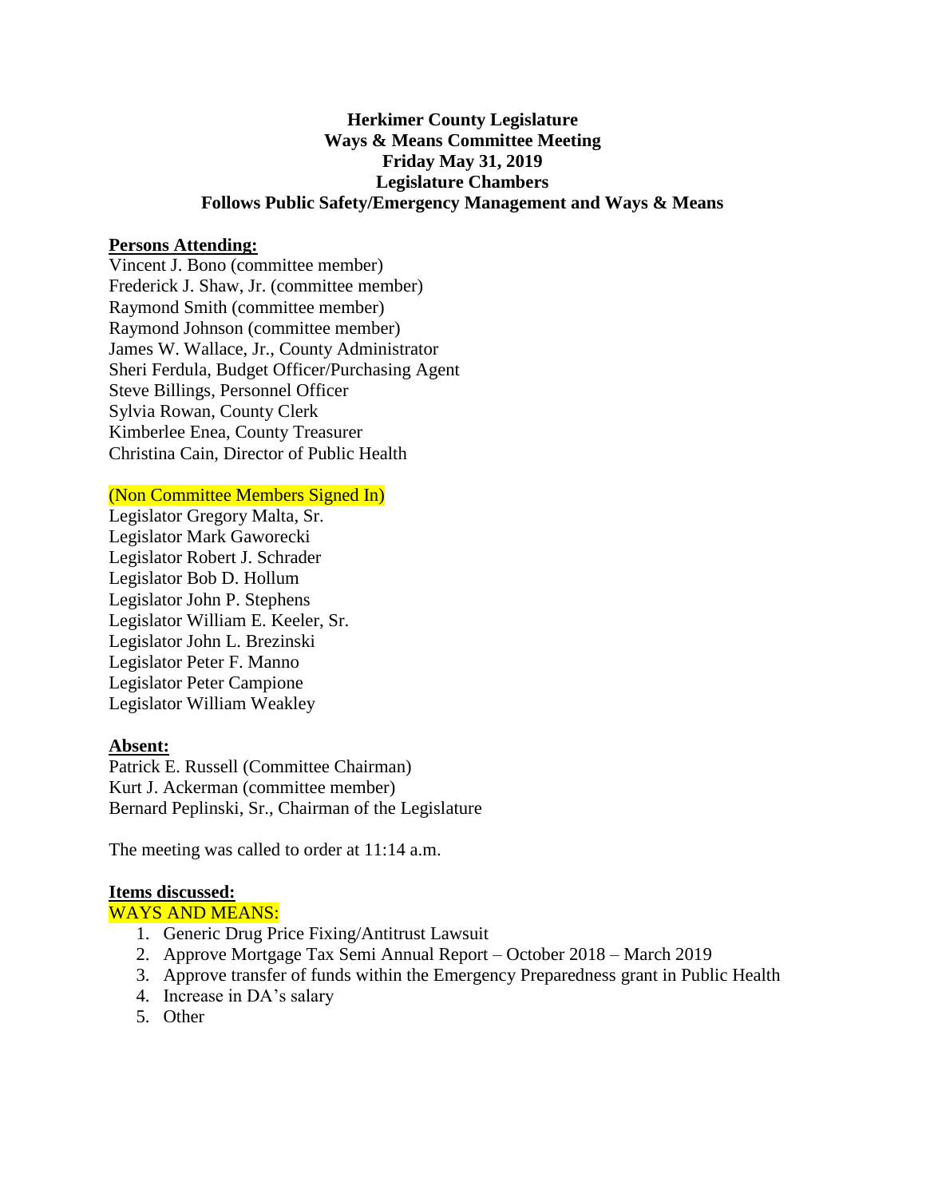**Herkimer County Legislature**
**Ways & Means Committee Meeting**
**Friday May 31, 2019**
**Legislature Chambers**
**Follows Public Safety/Emergency Management and Ways & Means**

**Persons Attending:**

Vincent J. Bono (committee member)
Frederick J. Shaw, Jr. (committee member)
Raymond Smith (committee member)
Raymond Johnson (committee member)
James W. Wallace, Jr., County Administrator
Sheri Ferdula, Budget Officer/Purchasing Agent
Steve Billings, Personnel Officer
Sylvia Rowan, County Clerk
Kimberlee Enea, County Treasurer
Christina Cain, Director of Public Health

(Non Committee Members Signed In)

Legislator Gregory Malta, Sr.
Legislator Mark Gaworecki
Legislator Robert J. Schrader
Legislator Bob D. Hollum
Legislator John P. Stephens
Legislator William E. Keeler, Sr.
Legislator John L. Brezinski
Legislator Peter F. Manno
Legislator Peter Campione
Legislator William Weakley

**Absent:**

Patrick E. Russell (Committee Chairman)
Kurt J. Ackerman (committee member)
Bernard Peplinski, Sr., Chairman of the Legislature

The meeting was called to order at 11:14 a.m.

**Items discussed:**

WAYS AND MEANS:

1. Generic Drug Price Fixing/Antitrust Lawsuit
2. Approve Mortgage Tax Semi Annual Report – October 2018 – March 2019
3. Approve transfer of funds within the Emergency Preparedness grant in Public Health
4. Increase in DA's salary
5. Other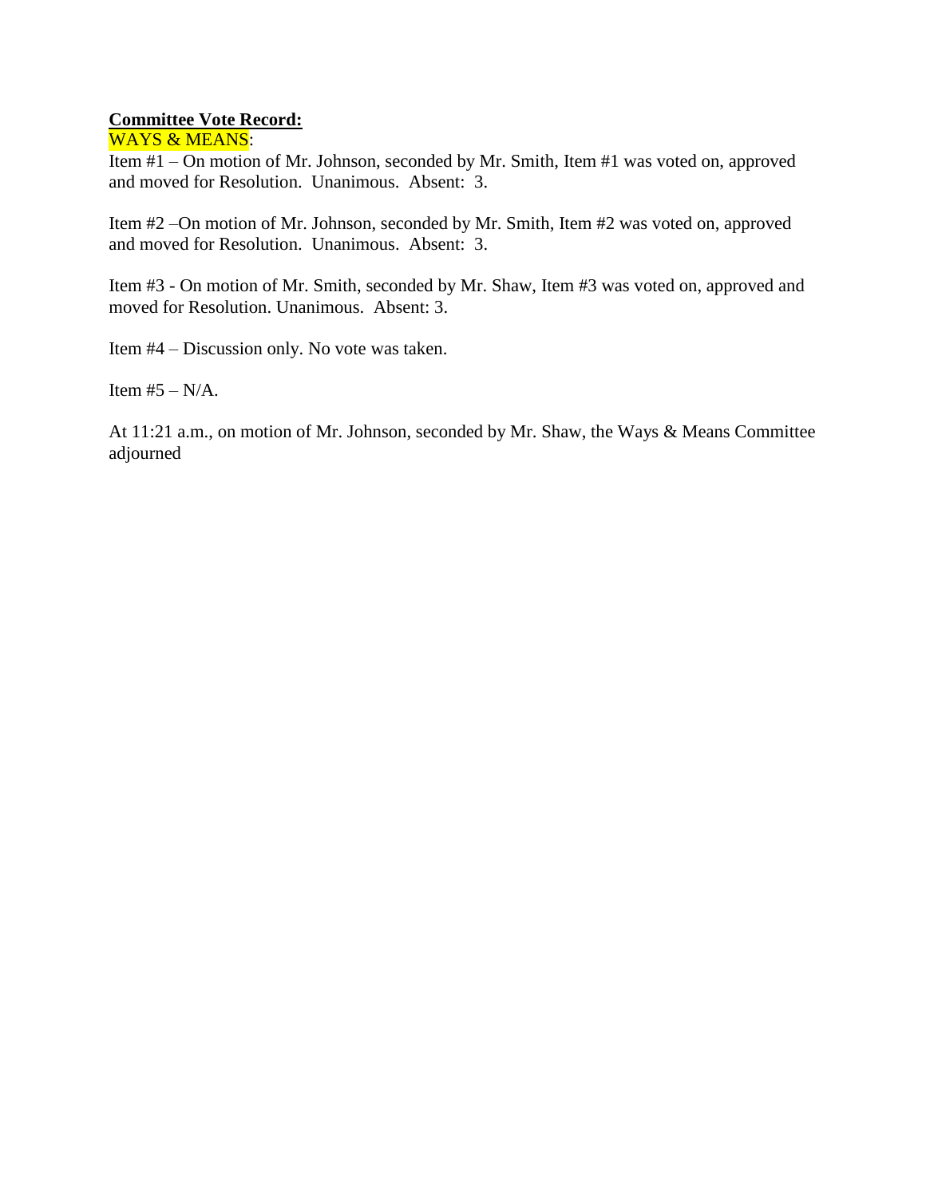**Committee Vote Record:**

WAYS & MEANS:

Item #1 – On motion of Mr. Johnson, seconded by Mr. Smith, Item #1 was voted on, approved and moved for Resolution. Unanimous. Absent: 3.

Item #2 –On motion of Mr. Johnson, seconded by Mr. Smith, Item #2 was voted on, approved and moved for Resolution. Unanimous. Absent: 3.

Item #3 - On motion of Mr. Smith, seconded by Mr. Shaw, Item #3 was voted on, approved and moved for Resolution. Unanimous. Absent: 3.

Item #4 – Discussion only. No vote was taken.

Item #5 – N/A.

At 11:21 a.m., on motion of Mr. Johnson, seconded by Mr. Shaw, the Ways & Means Committee adjourned